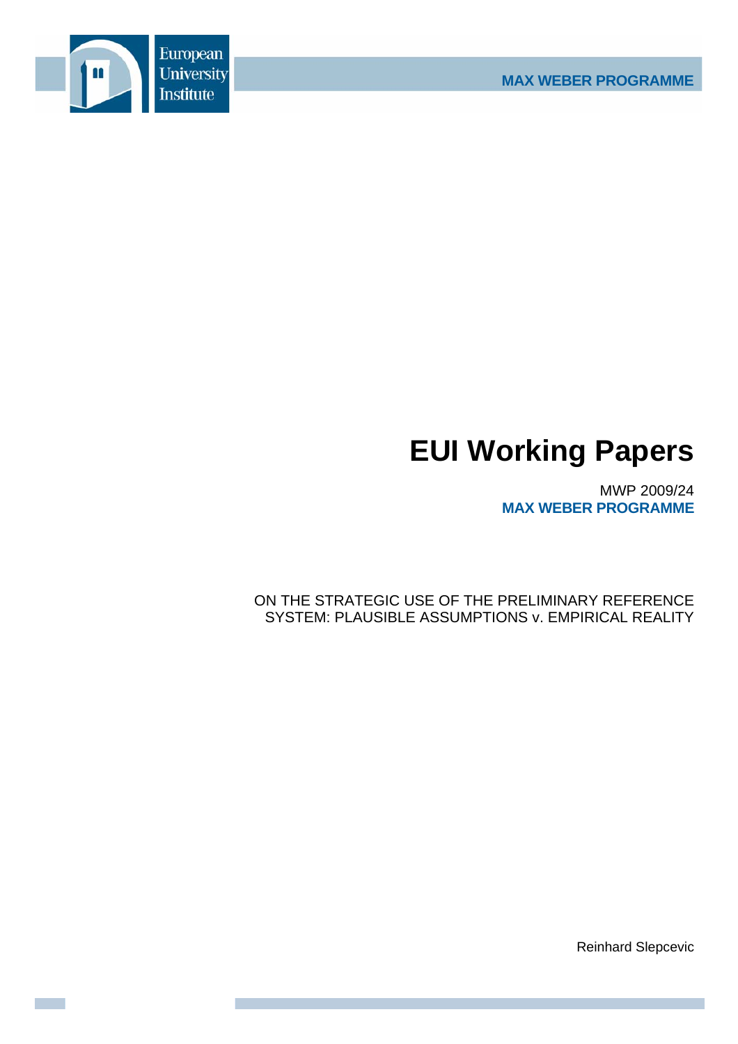European University Institute

MAX WEBER PROGRAMME

# EUI Working Papers

MWP 2009/24
**MAX WEBER PROGRAMME**

ON THE STRATEGIC USE OF THE PRELIMINARY REFERENCE SYSTEM: PLAUSIBLE ASSUMPTIONS v. EMPIRICAL REALITY

Reinhard Slepcevic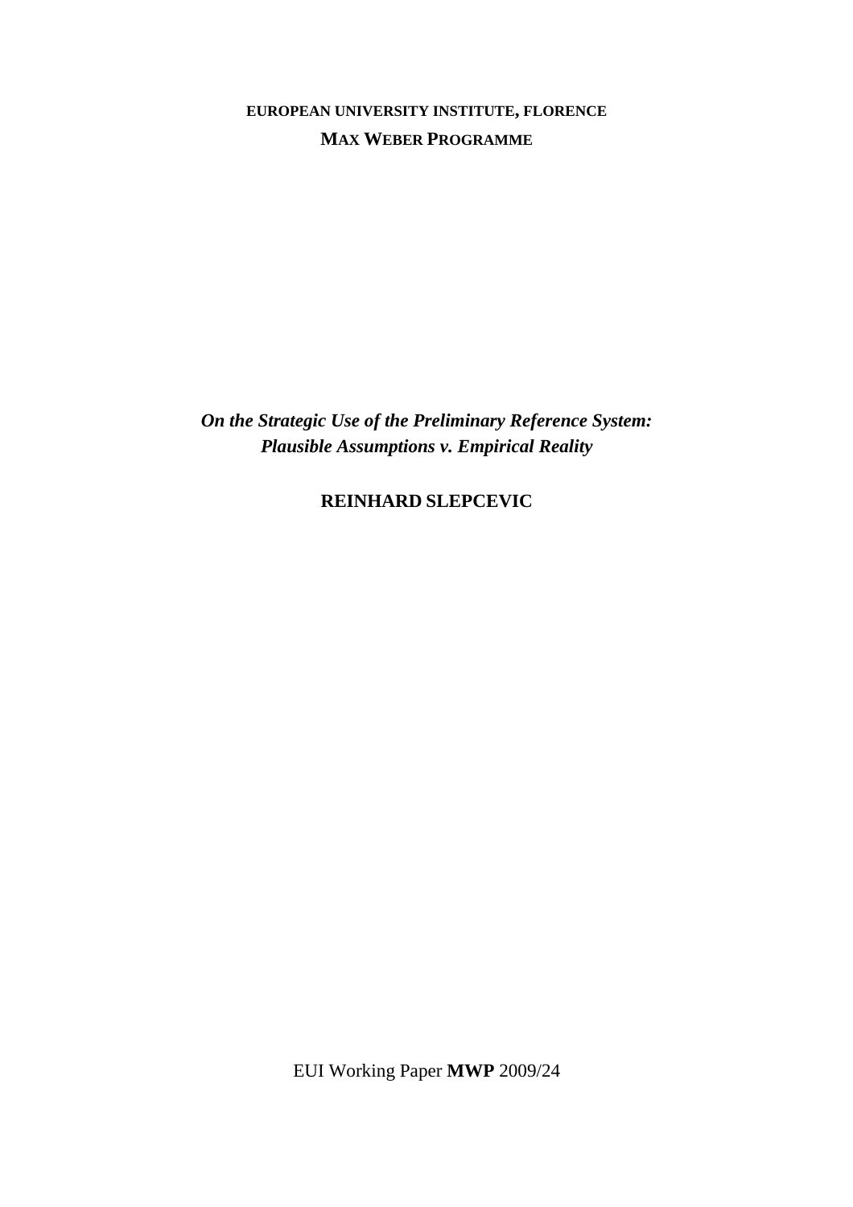**EUROPEAN UNIVERSITY INSTITUTE, FLORENCE**

**MAX WEBER PROGRAMME**

***On the Strategic Use of the Preliminary Reference System: Plausible Assumptions v. Empirical Reality***

**REINHARD SLEPCEVIC**

EUI Working Paper **MWP** 2009/24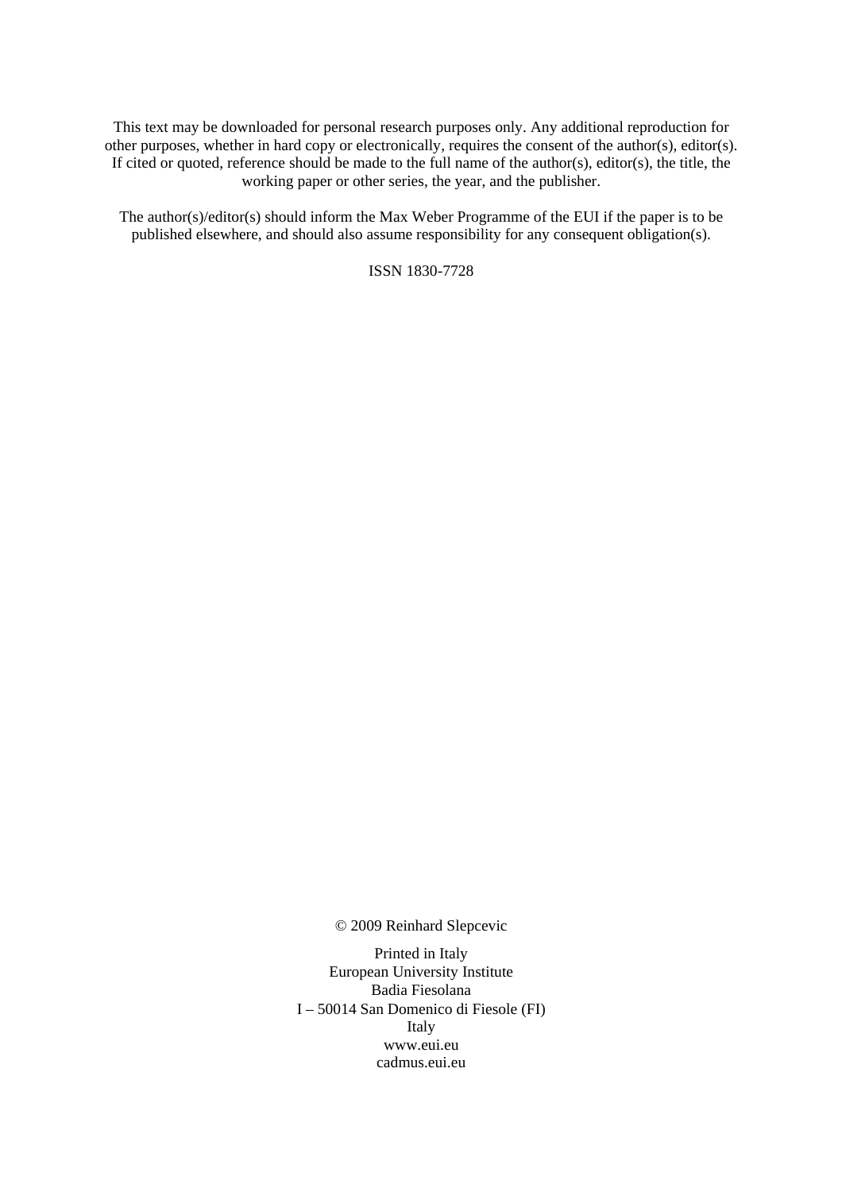This text may be downloaded for personal research purposes only. Any additional reproduction for other purposes, whether in hard copy or electronically, requires the consent of the author(s), editor(s). If cited or quoted, reference should be made to the full name of the author(s), editor(s), the title, the working paper or other series, the year, and the publisher.

The author(s)/editor(s) should inform the Max Weber Programme of the EUI if the paper is to be published elsewhere, and should also assume responsibility for any consequent obligation(s).

ISSN 1830-7728

© 2009 Reinhard Slepcevic

Printed in Italy
European University Institute
Badia Fiesolana
I – 50014 San Domenico di Fiesole (FI)
Italy
www.eui.eu
cadmus.eui.eu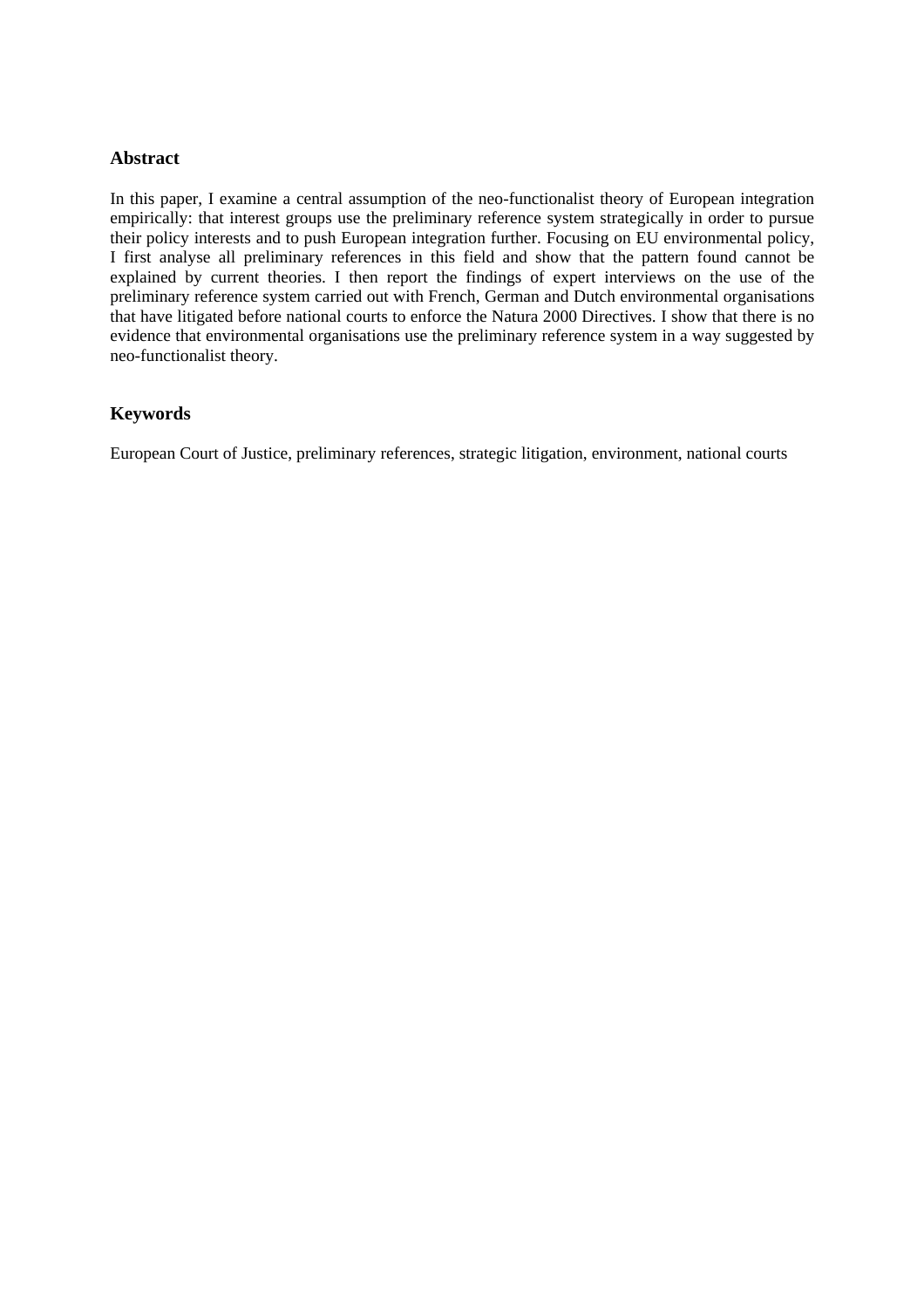## Abstract

In this paper, I examine a central assumption of the neo-functionalist theory of European integration empirically: that interest groups use the preliminary reference system strategically in order to pursue their policy interests and to push European integration further. Focusing on EU environmental policy, I first analyse all preliminary references in this field and show that the pattern found cannot be explained by current theories. I then report the findings of expert interviews on the use of the preliminary reference system carried out with French, German and Dutch environmental organisations that have litigated before national courts to enforce the Natura 2000 Directives. I show that there is no evidence that environmental organisations use the preliminary reference system in a way suggested by neo-functionalist theory.

## Keywords

European Court of Justice, preliminary references, strategic litigation, environment, national courts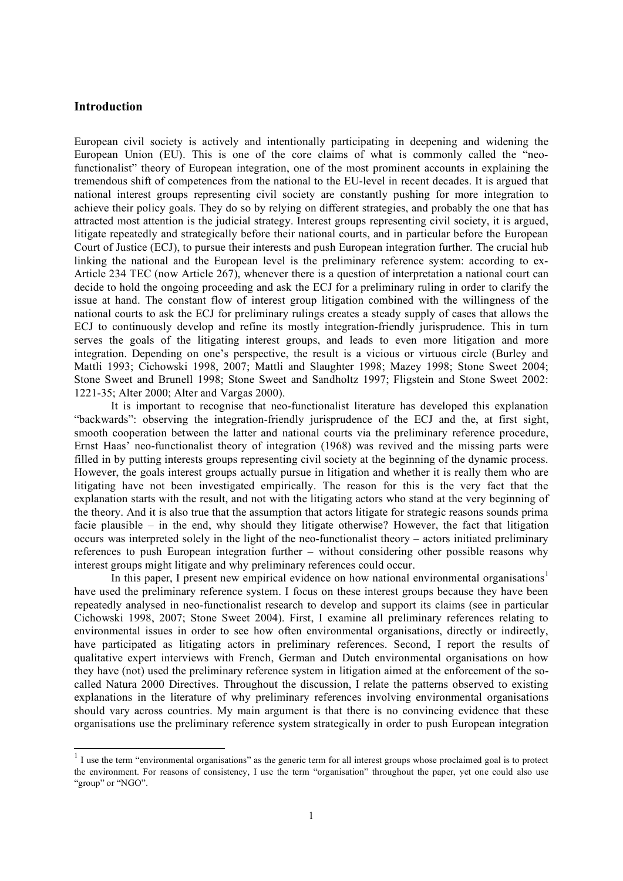## Introduction

European civil society is actively and intentionally participating in deepening and widening the European Union (EU). This is one of the core claims of what is commonly called the "neo-functionalist" theory of European integration, one of the most prominent accounts in explaining the tremendous shift of competences from the national to the EU-level in recent decades. It is argued that national interest groups representing civil society are constantly pushing for more integration to achieve their policy goals. They do so by relying on different strategies, and probably the one that has attracted most attention is the judicial strategy. Interest groups representing civil society, it is argued, litigate repeatedly and strategically before their national courts, and in particular before the European Court of Justice (ECJ), to pursue their interests and push European integration further. The crucial hub linking the national and the European level is the preliminary reference system: according to ex-Article 234 TEC (now Article 267), whenever there is a question of interpretation a national court can decide to hold the ongoing proceeding and ask the ECJ for a preliminary ruling in order to clarify the issue at hand. The constant flow of interest group litigation combined with the willingness of the national courts to ask the ECJ for preliminary rulings creates a steady supply of cases that allows the ECJ to continuously develop and refine its mostly integration-friendly jurisprudence. This in turn serves the goals of the litigating interest groups, and leads to even more litigation and more integration. Depending on one's perspective, the result is a vicious or virtuous circle (Burley and Mattli 1993; Cichowski 1998, 2007; Mattli and Slaughter 1998; Mazey 1998; Stone Sweet 2004; Stone Sweet and Brunell 1998; Stone Sweet and Sandholtz 1997; Fligstein and Stone Sweet 2002: 1221-35; Alter 2000; Alter and Vargas 2000).

It is important to recognise that neo-functionalist literature has developed this explanation "backwards": observing the integration-friendly jurisprudence of the ECJ and the, at first sight, smooth cooperation between the latter and national courts via the preliminary reference procedure, Ernst Haas' neo-functionalist theory of integration (1968) was revived and the missing parts were filled in by putting interests groups representing civil society at the beginning of the dynamic process. However, the goals interest groups actually pursue in litigation and whether it is really them who are litigating have not been investigated empirically. The reason for this is the very fact that the explanation starts with the result, and not with the litigating actors who stand at the very beginning of the theory. And it is also true that the assumption that actors litigate for strategic reasons sounds prima facie plausible – in the end, why should they litigate otherwise? However, the fact that litigation occurs was interpreted solely in the light of the neo-functionalist theory – actors initiated preliminary references to push European integration further – without considering other possible reasons why interest groups might litigate and why preliminary references could occur.

In this paper, I present new empirical evidence on how national environmental organisations[1] have used the preliminary reference system. I focus on these interest groups because they have been repeatedly analysed in neo-functionalist research to develop and support its claims (see in particular Cichowski 1998, 2007; Stone Sweet 2004). First, I examine all preliminary references relating to environmental issues in order to see how often environmental organisations, directly or indirectly, have participated as litigating actors in preliminary references. Second, I report the results of qualitative expert interviews with French, German and Dutch environmental organisations on how they have (not) used the preliminary reference system in litigation aimed at the enforcement of the so-called Natura 2000 Directives. Throughout the discussion, I relate the patterns observed to existing explanations in the literature of why preliminary references involving environmental organisations should vary across countries. My main argument is that there is no convincing evidence that these organisations use the preliminary reference system strategically in order to push European integration

[1] I use the term "environmental organisations" as the generic term for all interest groups whose proclaimed goal is to protect the environment. For reasons of consistency, I use the term "organisation" throughout the paper, yet one could also use "group" or "NGO".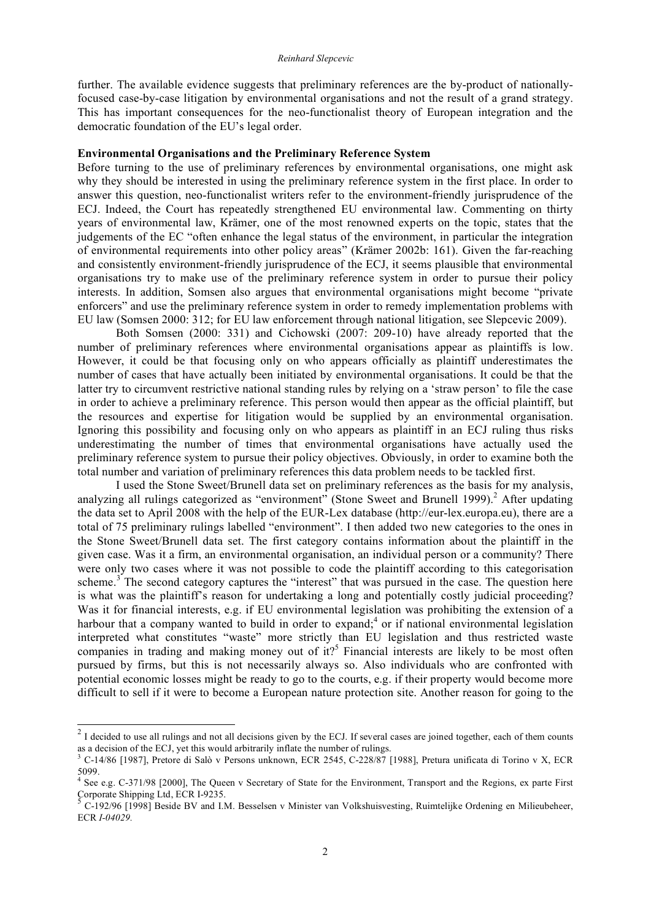further. The available evidence suggests that preliminary references are the by-product of nationally-focused case-by-case litigation by environmental organisations and not the result of a grand strategy. This has important consequences for the neo-functionalist theory of European integration and the democratic foundation of the EU's legal order.

**Environmental Organisations and the Preliminary Reference System**

Before turning to the use of preliminary references by environmental organisations, one might ask why they should be interested in using the preliminary reference system in the first place. In order to answer this question, neo-functionalist writers refer to the environment-friendly jurisprudence of the ECJ. Indeed, the Court has repeatedly strengthened EU environmental law. Commenting on thirty years of environmental law, Krämer, one of the most renowned experts on the topic, states that the judgements of the EC "often enhance the legal status of the environment, in particular the integration of environmental requirements into other policy areas" (Krämer 2002b: 161). Given the far-reaching and consistently environment-friendly jurisprudence of the ECJ, it seems plausible that environmental organisations try to make use of the preliminary reference system in order to pursue their policy interests. In addition, Somsen also argues that environmental organisations might become "private enforcers" and use the preliminary reference system in order to remedy implementation problems with EU law (Somsen 2000: 312; for EU law enforcement through national litigation, see Slepcevic 2009).

Both Somsen (2000: 331) and Cichowski (2007: 209-10) have already reported that the number of preliminary references where environmental organisations appear as plaintiffs is low. However, it could be that focusing only on who appears officially as plaintiff underestimates the number of cases that have actually been initiated by environmental organisations. It could be that the latter try to circumvent restrictive national standing rules by relying on a 'straw person' to file the case in order to achieve a preliminary reference. This person would then appear as the official plaintiff, but the resources and expertise for litigation would be supplied by an environmental organisation. Ignoring this possibility and focusing only on who appears as plaintiff in an ECJ ruling thus risks underestimating the number of times that environmental organisations have actually used the preliminary reference system to pursue their policy objectives. Obviously, in order to examine both the total number and variation of preliminary references this data problem needs to be tackled first.

I used the Stone Sweet/Brunell data set on preliminary references as the basis for my analysis, analyzing all rulings categorized as "environment" (Stone Sweet and Brunell 1999).[2] After updating the data set to April 2008 with the help of the EUR-Lex database (http://eur-lex.europa.eu), there are a total of 75 preliminary rulings labelled "environment". I then added two new categories to the ones in the Stone Sweet/Brunell data set. The first category contains information about the plaintiff in the given case. Was it a firm, an environmental organisation, an individual person or a community? There were only two cases where it was not possible to code the plaintiff according to this categorisation scheme.[3] The second category captures the "interest" that was pursued in the case. The question here is what was the plaintiff's reason for undertaking a long and potentially costly judicial proceeding? Was it for financial interests, e.g. if EU environmental legislation was prohibiting the extension of a harbour that a company wanted to build in order to expand;[4] or if national environmental legislation interpreted what constitutes "waste" more strictly than EU legislation and thus restricted waste companies in trading and making money out of it?[5] Financial interests are likely to be most often pursued by firms, but this is not necessarily always so. Also individuals who are confronted with potential economic losses might be ready to go to the courts, e.g. if their property would become more difficult to sell if it were to become a European nature protection site. Another reason for going to the

---

[2] I decided to use all rulings and not all decisions given by the ECJ. If several cases are joined together, each of them counts as a decision of the ECJ, yet this would arbitrarily inflate the number of rulings.

[3] C-14/86 [1987], Pretore di Salò v Persons unknown, ECR 2545, C-228/87 [1988], Pretura unificata di Torino v X, ECR 5099.

[4] See e.g. C-371/98 [2000], The Queen v Secretary of State for the Environment, Transport and the Regions, ex parte First Corporate Shipping Ltd, ECR I-9235.

[5] C-192/96 [1998] Beside BV and I.M. Besselsen v Minister van Volkshuisvesting, Ruimtelijke Ordening en Milieubeheer, ECR *I-04029.*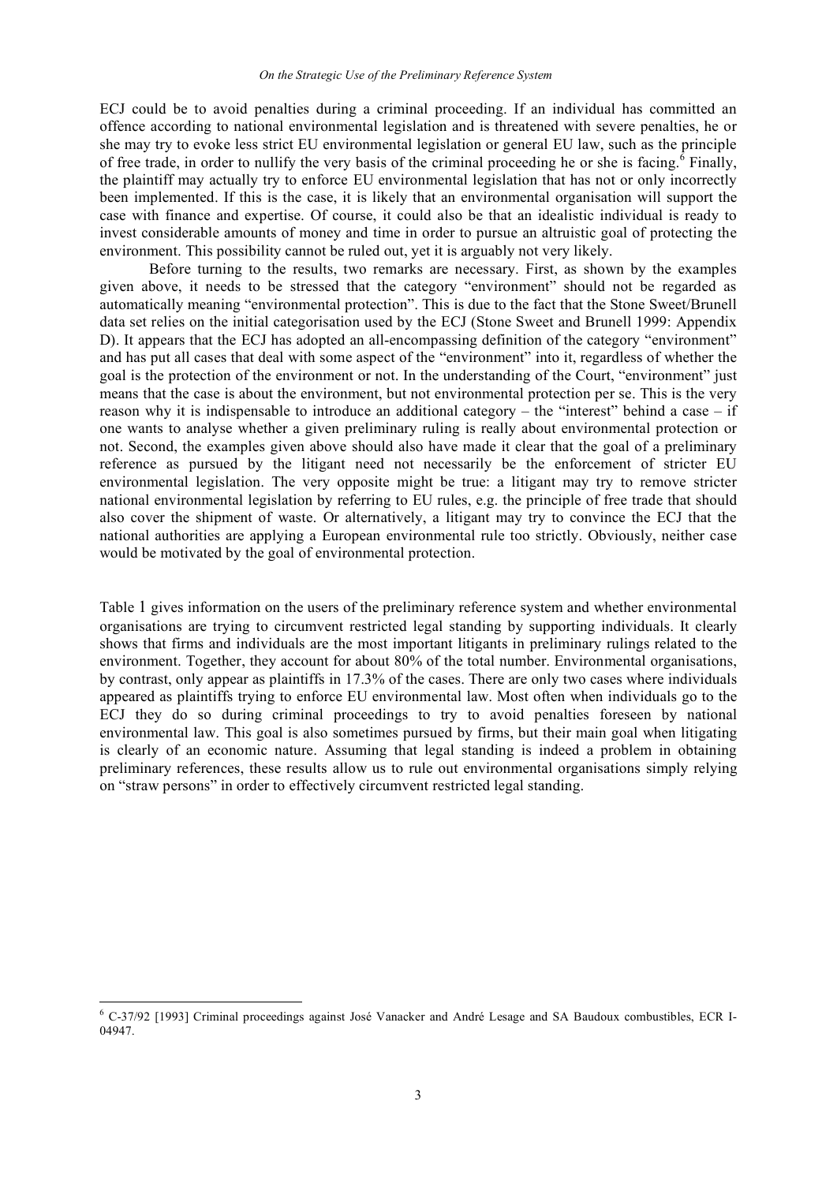ECJ could be to avoid penalties during a criminal proceeding. If an individual has committed an offence according to national environmental legislation and is threatened with severe penalties, he or she may try to evoke less strict EU environmental legislation or general EU law, such as the principle of free trade, in order to nullify the very basis of the criminal proceeding he or she is facing.[6] Finally, the plaintiff may actually try to enforce EU environmental legislation that has not or only incorrectly been implemented. If this is the case, it is likely that an environmental organisation will support the case with finance and expertise. Of course, it could also be that an idealistic individual is ready to invest considerable amounts of money and time in order to pursue an altruistic goal of protecting the environment. This possibility cannot be ruled out, yet it is arguably not very likely.

Before turning to the results, two remarks are necessary. First, as shown by the examples given above, it needs to be stressed that the category "environment" should not be regarded as automatically meaning "environmental protection". This is due to the fact that the Stone Sweet/Brunell data set relies on the initial categorisation used by the ECJ (Stone Sweet and Brunell 1999: Appendix D). It appears that the ECJ has adopted an all-encompassing definition of the category "environment" and has put all cases that deal with some aspect of the "environment" into it, regardless of whether the goal is the protection of the environment or not. In the understanding of the Court, "environment" just means that the case is about the environment, but not environmental protection per se. This is the very reason why it is indispensable to introduce an additional category – the "interest" behind a case – if one wants to analyse whether a given preliminary ruling is really about environmental protection or not. Second, the examples given above should also have made it clear that the goal of a preliminary reference as pursued by the litigant need not necessarily be the enforcement of stricter EU environmental legislation. The very opposite might be true: a litigant may try to remove stricter national environmental legislation by referring to EU rules, e.g. the principle of free trade that should also cover the shipment of waste. Or alternatively, a litigant may try to convince the ECJ that the national authorities are applying a European environmental rule too strictly. Obviously, neither case would be motivated by the goal of environmental protection.

Table 1 gives information on the users of the preliminary reference system and whether environmental organisations are trying to circumvent restricted legal standing by supporting individuals. It clearly shows that firms and individuals are the most important litigants in preliminary rulings related to the environment. Together, they account for about 80% of the total number. Environmental organisations, by contrast, only appear as plaintiffs in 17.3% of the cases. There are only two cases where individuals appeared as plaintiffs trying to enforce EU environmental law. Most often when individuals go to the ECJ they do so during criminal proceedings to try to avoid penalties foreseen by national environmental law. This goal is also sometimes pursued by firms, but their main goal when litigating is clearly of an economic nature. Assuming that legal standing is indeed a problem in obtaining preliminary references, these results allow us to rule out environmental organisations simply relying on "straw persons" in order to effectively circumvent restricted legal standing.

[6] C-37/92 [1993] Criminal proceedings against José Vanacker and André Lesage and SA Baudoux combustibles, ECR I-04947.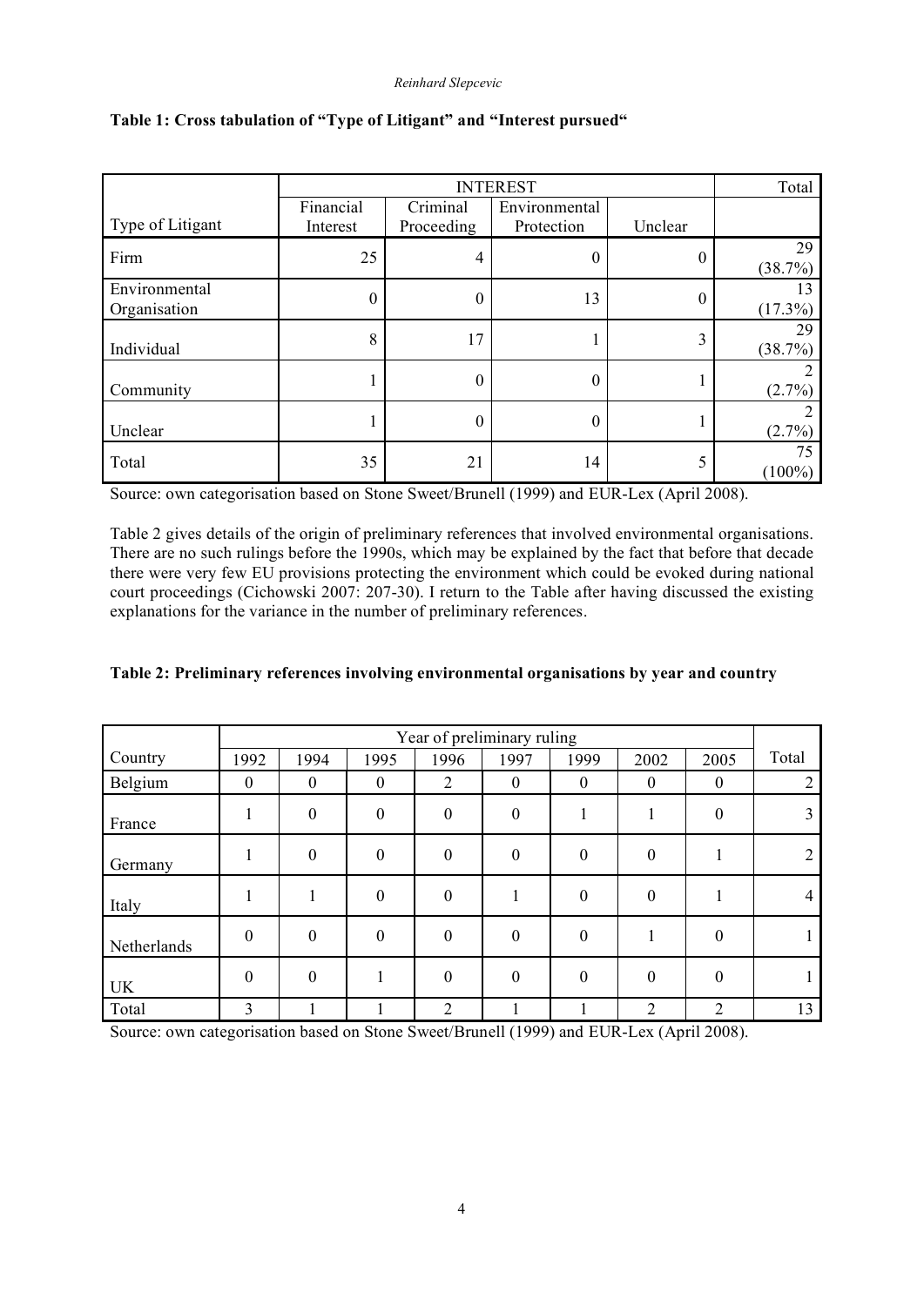**Table 1: Cross tabulation of "Type of Litigant" and "Interest pursued"**

| | INTEREST | | | | Total |
|---|---|---|---|---|---|
| Type of Litigant | Financial Interest | Criminal Proceeding | Environmental Protection | Unclear | |
| Firm | 25 | 4 | 0 | 0 | 29 (38.7%) |
| Environmental Organisation | 0 | 0 | 13 | 0 | 13 (17.3%) |
| Individual | 8 | 17 | 1 | 3 | 29 (38.7%) |
| Community | 1 | 0 | 0 | 1 | 2 (2.7%) |
| Unclear | 1 | 0 | 0 | 1 | 2 (2.7%) |
| Total | 35 | 21 | 14 | 5 | 75 (100%) |

Source: own categorisation based on Stone Sweet/Brunell (1999) and EUR-Lex (April 2008).

Table 2 gives details of the origin of preliminary references that involved environmental organisations. There are no such rulings before the 1990s, which may be explained by the fact that before that decade there were very few EU provisions protecting the environment which could be evoked during national court proceedings (Cichowski 2007: 207-30). I return to the Table after having discussed the existing explanations for the variance in the number of preliminary references.

**Table 2: Preliminary references involving environmental organisations by year and country**

| | Year of preliminary ruling | | | | | | | | |
|---|---|---|---|---|---|---|---|---|---|
| Country | 1992 | 1994 | 1995 | 1996 | 1997 | 1999 | 2002 | 2005 | Total |
| Belgium | 0 | 0 | 0 | 2 | 0 | 0 | 0 | 0 | 2 |
| France | 1 | 0 | 0 | 0 | 0 | 1 | 1 | 0 | 3 |
| Germany | 1 | 0 | 0 | 0 | 0 | 0 | 0 | 1 | 2 |
| Italy | 1 | 1 | 0 | 0 | 1 | 0 | 0 | 1 | 4 |
| Netherlands | 0 | 0 | 0 | 0 | 0 | 0 | 1 | 0 | 1 |
| UK | 0 | 0 | 1 | 0 | 0 | 0 | 0 | 0 | 1 |
| Total | 3 | 1 | 1 | 2 | 1 | 1 | 2 | 2 | 13 |

Source: own categorisation based on Stone Sweet/Brunell (1999) and EUR-Lex (April 2008).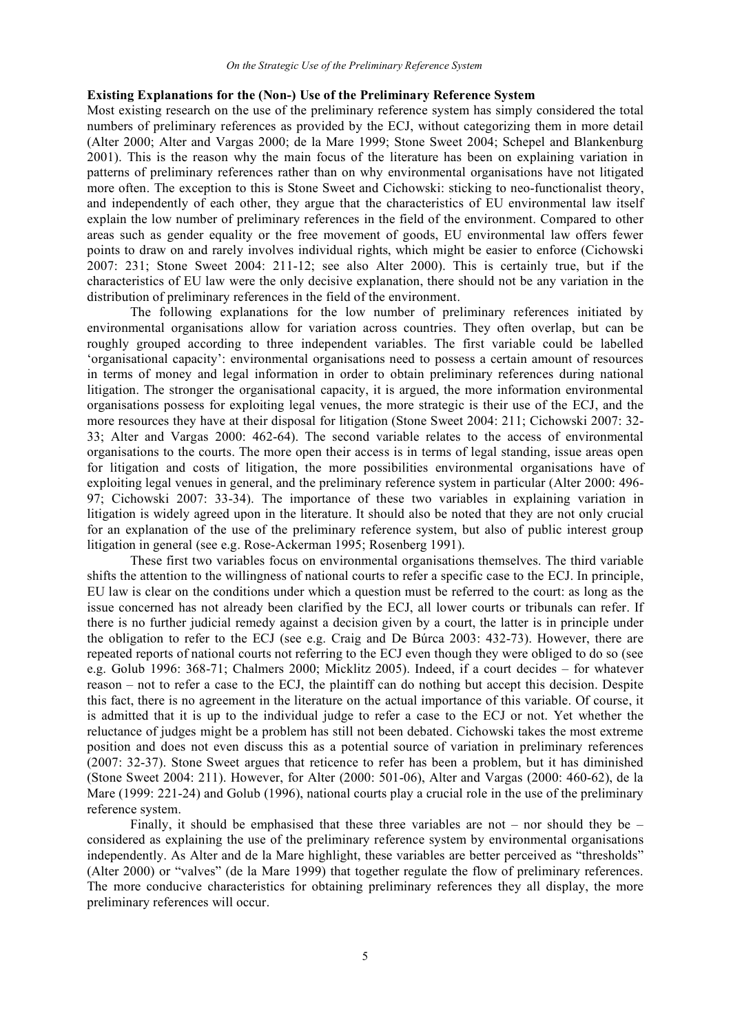**Existing Explanations for the (Non-) Use of the Preliminary Reference System**

Most existing research on the use of the preliminary reference system has simply considered the total numbers of preliminary references as provided by the ECJ, without categorizing them in more detail (Alter 2000; Alter and Vargas 2000; de la Mare 1999; Stone Sweet 2004; Schepel and Blankenburg 2001). This is the reason why the main focus of the literature has been on explaining variation in patterns of preliminary references rather than on why environmental organisations have not litigated more often. The exception to this is Stone Sweet and Cichowski: sticking to neo-functionalist theory, and independently of each other, they argue that the characteristics of EU environmental law itself explain the low number of preliminary references in the field of the environment. Compared to other areas such as gender equality or the free movement of goods, EU environmental law offers fewer points to draw on and rarely involves individual rights, which might be easier to enforce (Cichowski 2007: 231; Stone Sweet 2004: 211-12; see also Alter 2000). This is certainly true, but if the characteristics of EU law were the only decisive explanation, there should not be any variation in the distribution of preliminary references in the field of the environment.

The following explanations for the low number of preliminary references initiated by environmental organisations allow for variation across countries. They often overlap, but can be roughly grouped according to three independent variables. The first variable could be labelled 'organisational capacity': environmental organisations need to possess a certain amount of resources in terms of money and legal information in order to obtain preliminary references during national litigation. The stronger the organisational capacity, it is argued, the more information environmental organisations possess for exploiting legal venues, the more strategic is their use of the ECJ, and the more resources they have at their disposal for litigation (Stone Sweet 2004: 211; Cichowski 2007: 32-33; Alter and Vargas 2000: 462-64). The second variable relates to the access of environmental organisations to the courts. The more open their access is in terms of legal standing, issue areas open for litigation and costs of litigation, the more possibilities environmental organisations have of exploiting legal venues in general, and the preliminary reference system in particular (Alter 2000: 496-97; Cichowski 2007: 33-34). The importance of these two variables in explaining variation in litigation is widely agreed upon in the literature. It should also be noted that they are not only crucial for an explanation of the use of the preliminary reference system, but also of public interest group litigation in general (see e.g. Rose-Ackerman 1995; Rosenberg 1991).

These first two variables focus on environmental organisations themselves. The third variable shifts the attention to the willingness of national courts to refer a specific case to the ECJ. In principle, EU law is clear on the conditions under which a question must be referred to the court: as long as the issue concerned has not already been clarified by the ECJ, all lower courts or tribunals can refer. If there is no further judicial remedy against a decision given by a court, the latter is in principle under the obligation to refer to the ECJ (see e.g. Craig and De Búrca 2003: 432-73). However, there are repeated reports of national courts not referring to the ECJ even though they were obliged to do so (see e.g. Golub 1996: 368-71; Chalmers 2000; Micklitz 2005). Indeed, if a court decides – for whatever reason – not to refer a case to the ECJ, the plaintiff can do nothing but accept this decision. Despite this fact, there is no agreement in the literature on the actual importance of this variable. Of course, it is admitted that it is up to the individual judge to refer a case to the ECJ or not. Yet whether the reluctance of judges might be a problem has still not been debated. Cichowski takes the most extreme position and does not even discuss this as a potential source of variation in preliminary references (2007: 32-37). Stone Sweet argues that reticence to refer has been a problem, but it has diminished (Stone Sweet 2004: 211). However, for Alter (2000: 501-06), Alter and Vargas (2000: 460-62), de la Mare (1999: 221-24) and Golub (1996), national courts play a crucial role in the use of the preliminary reference system.

Finally, it should be emphasised that these three variables are not – nor should they be – considered as explaining the use of the preliminary reference system by environmental organisations independently. As Alter and de la Mare highlight, these variables are better perceived as "thresholds" (Alter 2000) or "valves" (de la Mare 1999) that together regulate the flow of preliminary references. The more conducive characteristics for obtaining preliminary references they all display, the more preliminary references will occur.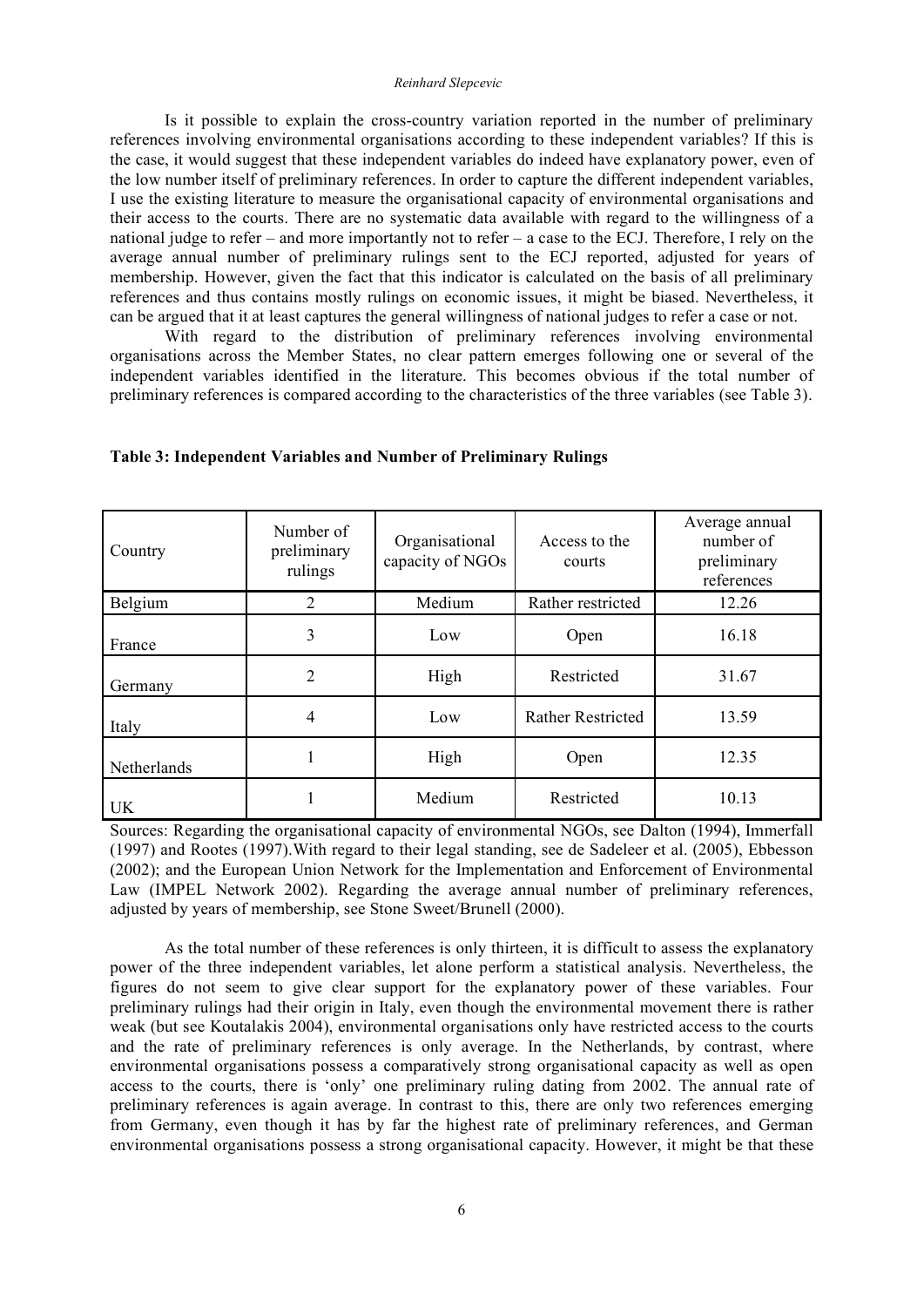Is it possible to explain the cross-country variation reported in the number of preliminary references involving environmental organisations according to these independent variables? If this is the case, it would suggest that these independent variables do indeed have explanatory power, even of the low number itself of preliminary references. In order to capture the different independent variables, I use the existing literature to measure the organisational capacity of environmental organisations and their access to the courts. There are no systematic data available with regard to the willingness of a national judge to refer – and more importantly not to refer – a case to the ECJ. Therefore, I rely on the average annual number of preliminary rulings sent to the ECJ reported, adjusted for years of membership. However, given the fact that this indicator is calculated on the basis of all preliminary references and thus contains mostly rulings on economic issues, it might be biased. Nevertheless, it can be argued that it at least captures the general willingness of national judges to refer a case or not.

With regard to the distribution of preliminary references involving environmental organisations across the Member States, no clear pattern emerges following one or several of the independent variables identified in the literature. This becomes obvious if the total number of preliminary references is compared according to the characteristics of the three variables (see Table 3).

**Table 3: Independent Variables and Number of Preliminary Rulings**

| Country | Number of preliminary rulings | Organisational capacity of NGOs | Access to the courts | Average annual number of preliminary references |
|---|---|---|---|---|
| Belgium | 2 | Medium | Rather restricted | 12.26 |
| France | 3 | Low | Open | 16.18 |
| Germany | 2 | High | Restricted | 31.67 |
| Italy | 4 | Low | Rather Restricted | 13.59 |
| Netherlands | 1 | High | Open | 12.35 |
| UK | 1 | Medium | Restricted | 10.13 |

Sources: Regarding the organisational capacity of environmental NGOs, see Dalton (1994), Immerfall (1997) and Rootes (1997).With regard to their legal standing, see de Sadeleer et al. (2005), Ebbesson (2002); and the European Union Network for the Implementation and Enforcement of Environmental Law (IMPEL Network 2002). Regarding the average annual number of preliminary references, adjusted by years of membership, see Stone Sweet/Brunell (2000).

As the total number of these references is only thirteen, it is difficult to assess the explanatory power of the three independent variables, let alone perform a statistical analysis. Nevertheless, the figures do not seem to give clear support for the explanatory power of these variables. Four preliminary rulings had their origin in Italy, even though the environmental movement there is rather weak (but see Koutalakis 2004), environmental organisations only have restricted access to the courts and the rate of preliminary references is only average. In the Netherlands, by contrast, where environmental organisations possess a comparatively strong organisational capacity as well as open access to the courts, there is 'only' one preliminary ruling dating from 2002. The annual rate of preliminary references is again average. In contrast to this, there are only two references emerging from Germany, even though it has by far the highest rate of preliminary references, and German environmental organisations possess a strong organisational capacity. However, it might be that these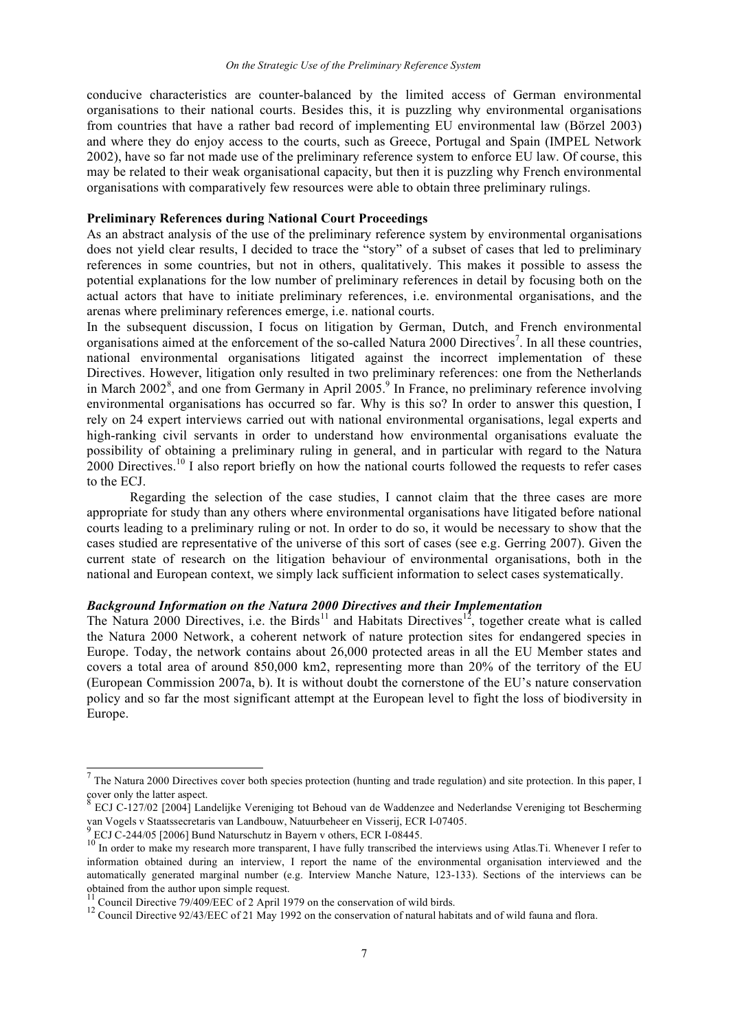conducive characteristics are counter-balanced by the limited access of German environmental organisations to their national courts. Besides this, it is puzzling why environmental organisations from countries that have a rather bad record of implementing EU environmental law (Börzel 2003) and where they do enjoy access to the courts, such as Greece, Portugal and Spain (IMPEL Network 2002), have so far not made use of the preliminary reference system to enforce EU law. Of course, this may be related to their weak organisational capacity, but then it is puzzling why French environmental organisations with comparatively few resources were able to obtain three preliminary rulings.

**Preliminary References during National Court Proceedings**

As an abstract analysis of the use of the preliminary reference system by environmental organisations does not yield clear results, I decided to trace the "story" of a subset of cases that led to preliminary references in some countries, but not in others, qualitatively. This makes it possible to assess the potential explanations for the low number of preliminary references in detail by focusing both on the actual actors that have to initiate preliminary references, i.e. environmental organisations, and the arenas where preliminary references emerge, i.e. national courts.

In the subsequent discussion, I focus on litigation by German, Dutch, and French environmental organisations aimed at the enforcement of the so-called Natura 2000 Directives[7]. In all these countries, national environmental organisations litigated against the incorrect implementation of these Directives. However, litigation only resulted in two preliminary references: one from the Netherlands in March 2002[8], and one from Germany in April 2005.[9] In France, no preliminary reference involving environmental organisations has occurred so far. Why is this so? In order to answer this question, I rely on 24 expert interviews carried out with national environmental organisations, legal experts and high-ranking civil servants in order to understand how environmental organisations evaluate the possibility of obtaining a preliminary ruling in general, and in particular with regard to the Natura 2000 Directives.[10] I also report briefly on how the national courts followed the requests to refer cases to the ECJ.

Regarding the selection of the case studies, I cannot claim that the three cases are more appropriate for study than any others where environmental organisations have litigated before national courts leading to a preliminary ruling or not. In order to do so, it would be necessary to show that the cases studied are representative of the universe of this sort of cases (see e.g. Gerring 2007). Given the current state of research on the litigation behaviour of environmental organisations, both in the national and European context, we simply lack sufficient information to select cases systematically.

***Background Information on the Natura 2000 Directives and their Implementation***

The Natura 2000 Directives, i.e. the Birds[11] and Habitats Directives[12], together create what is called the Natura 2000 Network, a coherent network of nature protection sites for endangered species in Europe. Today, the network contains about 26,000 protected areas in all the EU Member states and covers a total area of around 850,000 km2, representing more than 20% of the territory of the EU (European Commission 2007a, b). It is without doubt the cornerstone of the EU's nature conservation policy and so far the most significant attempt at the European level to fight the loss of biodiversity in Europe.

---

[7] The Natura 2000 Directives cover both species protection (hunting and trade regulation) and site protection. In this paper, I cover only the latter aspect.

[8] ECJ C-127/02 [2004] Landelijke Vereniging tot Behoud van de Waddenzee and Nederlandse Vereniging tot Bescherming van Vogels v Staatssecretaris van Landbouw, Natuurbeheer en Visserij, ECR I-07405.

[9] ECJ C-244/05 [2006] Bund Naturschutz in Bayern v others, ECR I-08445.

[10] In order to make my research more transparent, I have fully transcribed the interviews using Atlas.Ti. Whenever I refer to information obtained during an interview, I report the name of the environmental organisation interviewed and the automatically generated marginal number (e.g. Interview Manche Nature, 123-133). Sections of the interviews can be obtained from the author upon simple request.

[11] Council Directive 79/409/EEC of 2 April 1979 on the conservation of wild birds.

[12] Council Directive 92/43/EEC of 21 May 1992 on the conservation of natural habitats and of wild fauna and flora.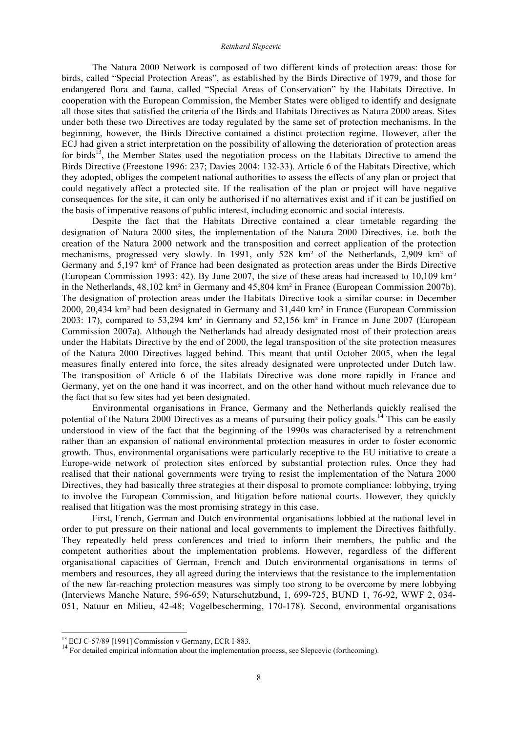The Natura 2000 Network is composed of two different kinds of protection areas: those for birds, called "Special Protection Areas", as established by the Birds Directive of 1979, and those for endangered flora and fauna, called "Special Areas of Conservation" by the Habitats Directive. In cooperation with the European Commission, the Member States were obliged to identify and designate all those sites that satisfied the criteria of the Birds and Habitats Directives as Natura 2000 areas. Sites under both these two Directives are today regulated by the same set of protection mechanisms. In the beginning, however, the Birds Directive contained a distinct protection regime. However, after the ECJ had given a strict interpretation on the possibility of allowing the deterioration of protection areas for birds[13], the Member States used the negotiation process on the Habitats Directive to amend the Birds Directive (Freestone 1996: 237; Davies 2004: 132-33). Article 6 of the Habitats Directive, which they adopted, obliges the competent national authorities to assess the effects of any plan or project that could negatively affect a protected site. If the realisation of the plan or project will have negative consequences for the site, it can only be authorised if no alternatives exist and if it can be justified on the basis of imperative reasons of public interest, including economic and social interests.

Despite the fact that the Habitats Directive contained a clear timetable regarding the designation of Natura 2000 sites, the implementation of the Natura 2000 Directives, i.e. both the creation of the Natura 2000 network and the transposition and correct application of the protection mechanisms, progressed very slowly. In 1991, only 528 km² of the Netherlands, 2,909 km² of Germany and 5,197 km² of France had been designated as protection areas under the Birds Directive (European Commission 1993: 42). By June 2007, the size of these areas had increased to 10,109 km² in the Netherlands, 48,102 km² in Germany and 45,804 km² in France (European Commission 2007b). The designation of protection areas under the Habitats Directive took a similar course: in December 2000, 20,434 km² had been designated in Germany and 31,440 km² in France (European Commission 2003: 17), compared to 53,294 km² in Germany and 52,156 km² in France in June 2007 (European Commission 2007a). Although the Netherlands had already designated most of their protection areas under the Habitats Directive by the end of 2000, the legal transposition of the site protection measures of the Natura 2000 Directives lagged behind. This meant that until October 2005, when the legal measures finally entered into force, the sites already designated were unprotected under Dutch law. The transposition of Article 6 of the Habitats Directive was done more rapidly in France and Germany, yet on the one hand it was incorrect, and on the other hand without much relevance due to the fact that so few sites had yet been designated.

Environmental organisations in France, Germany and the Netherlands quickly realised the potential of the Natura 2000 Directives as a means of pursuing their policy goals.[14] This can be easily understood in view of the fact that the beginning of the 1990s was characterised by a retrenchment rather than an expansion of national environmental protection measures in order to foster economic growth. Thus, environmental organisations were particularly receptive to the EU initiative to create a Europe-wide network of protection sites enforced by substantial protection rules. Once they had realised that their national governments were trying to resist the implementation of the Natura 2000 Directives, they had basically three strategies at their disposal to promote compliance: lobbying, trying to involve the European Commission, and litigation before national courts. However, they quickly realised that litigation was the most promising strategy in this case.

First, French, German and Dutch environmental organisations lobbied at the national level in order to put pressure on their national and local governments to implement the Directives faithfully. They repeatedly held press conferences and tried to inform their members, the public and the competent authorities about the implementation problems. However, regardless of the different organisational capacities of German, French and Dutch environmental organisations in terms of members and resources, they all agreed during the interviews that the resistance to the implementation of the new far-reaching protection measures was simply too strong to be overcome by mere lobbying (Interviews Manche Nature, 596-659; Naturschutzbund, 1, 699-725, BUND 1, 76-92, WWF 2, 034-051, Natuur en Milieu, 42-48; Vogelbescherming, 170-178). Second, environmental organisations

[13] ECJ C-57/89 [1991] Commission v Germany, ECR I-883.

[14] For detailed empirical information about the implementation process, see Slepcevic (forthcoming).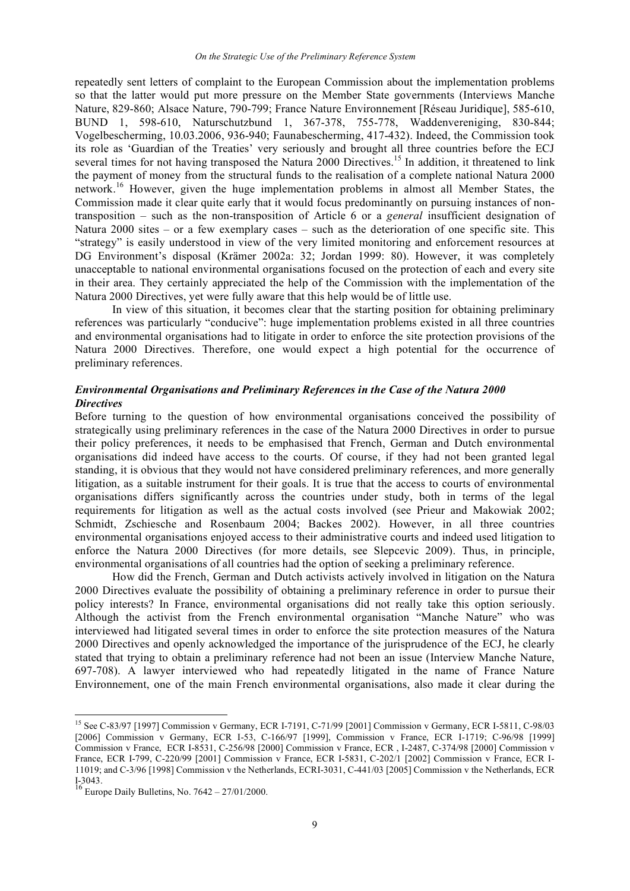repeatedly sent letters of complaint to the European Commission about the implementation problems so that the latter would put more pressure on the Member State governments (Interviews Manche Nature, 829-860; Alsace Nature, 790-799; France Nature Environnement [Réseau Juridique], 585-610, BUND 1, 598-610, Naturschutzbund 1, 367-378, 755-778, Waddenvereniging, 830-844; Vogelbescherming, 10.03.2006, 936-940; Faunabescherming, 417-432). Indeed, the Commission took its role as 'Guardian of the Treaties' very seriously and brought all three countries before the ECJ several times for not having transposed the Natura 2000 Directives.[15] In addition, it threatened to link the payment of money from the structural funds to the realisation of a complete national Natura 2000 network.[16] However, given the huge implementation problems in almost all Member States, the Commission made it clear quite early that it would focus predominantly on pursuing instances of non-transposition – such as the non-transposition of Article 6 or a *general* insufficient designation of Natura 2000 sites – or a few exemplary cases – such as the deterioration of one specific site. This "strategy" is easily understood in view of the very limited monitoring and enforcement resources at DG Environment's disposal (Krämer 2002a: 32; Jordan 1999: 80). However, it was completely unacceptable to national environmental organisations focused on the protection of each and every site in their area. They certainly appreciated the help of the Commission with the implementation of the Natura 2000 Directives, yet were fully aware that this help would be of little use.

In view of this situation, it becomes clear that the starting position for obtaining preliminary references was particularly "conducive": huge implementation problems existed in all three countries and environmental organisations had to litigate in order to enforce the site protection provisions of the Natura 2000 Directives. Therefore, one would expect a high potential for the occurrence of preliminary references.

### *Environmental Organisations and Preliminary References in the Case of the Natura 2000 Directives*

Before turning to the question of how environmental organisations conceived the possibility of strategically using preliminary references in the case of the Natura 2000 Directives in order to pursue their policy preferences, it needs to be emphasised that French, German and Dutch environmental organisations did indeed have access to the courts. Of course, if they had not been granted legal standing, it is obvious that they would not have considered preliminary references, and more generally litigation, as a suitable instrument for their goals. It is true that the access to courts of environmental organisations differs significantly across the countries under study, both in terms of the legal requirements for litigation as well as the actual costs involved (see Prieur and Makowiak 2002; Schmidt, Zschiesche and Rosenbaum 2004; Backes 2002). However, in all three countries environmental organisations enjoyed access to their administrative courts and indeed used litigation to enforce the Natura 2000 Directives (for more details, see Slepcevic 2009). Thus, in principle, environmental organisations of all countries had the option of seeking a preliminary reference.

How did the French, German and Dutch activists actively involved in litigation on the Natura 2000 Directives evaluate the possibility of obtaining a preliminary reference in order to pursue their policy interests? In France, environmental organisations did not really take this option seriously. Although the activist from the French environmental organisation "Manche Nature" who was interviewed had litigated several times in order to enforce the site protection measures of the Natura 2000 Directives and openly acknowledged the importance of the jurisprudence of the ECJ, he clearly stated that trying to obtain a preliminary reference had not been an issue (Interview Manche Nature, 697-708). A lawyer interviewed who had repeatedly litigated in the name of France Nature Environnement, one of the main French environmental organisations, also made it clear during the

---

[15] See C-83/97 [1997] Commission v Germany, ECR I-7191, C-71/99 [2001] Commission v Germany, ECR I-5811, C-98/03 [2006] Commission v Germany, ECR I-53, C-166/97 [1999], Commission v France, ECR I-1719; C-96/98 [1999] Commission v France, ECR I-8531, C-256/98 [2000] Commission v France, ECR , I-2487, C-374/98 [2000] Commission v France, ECR I-799, C-220/99 [2001] Commission v France, ECR I-5831, C-202/1 [2002] Commission v France, ECR I-11019; and C-3/96 [1998] Commission v the Netherlands, ECRI-3031, C-441/03 [2005] Commission v the Netherlands, ECR I-3043.

[16] Europe Daily Bulletins, No. 7642 – 27/01/2000.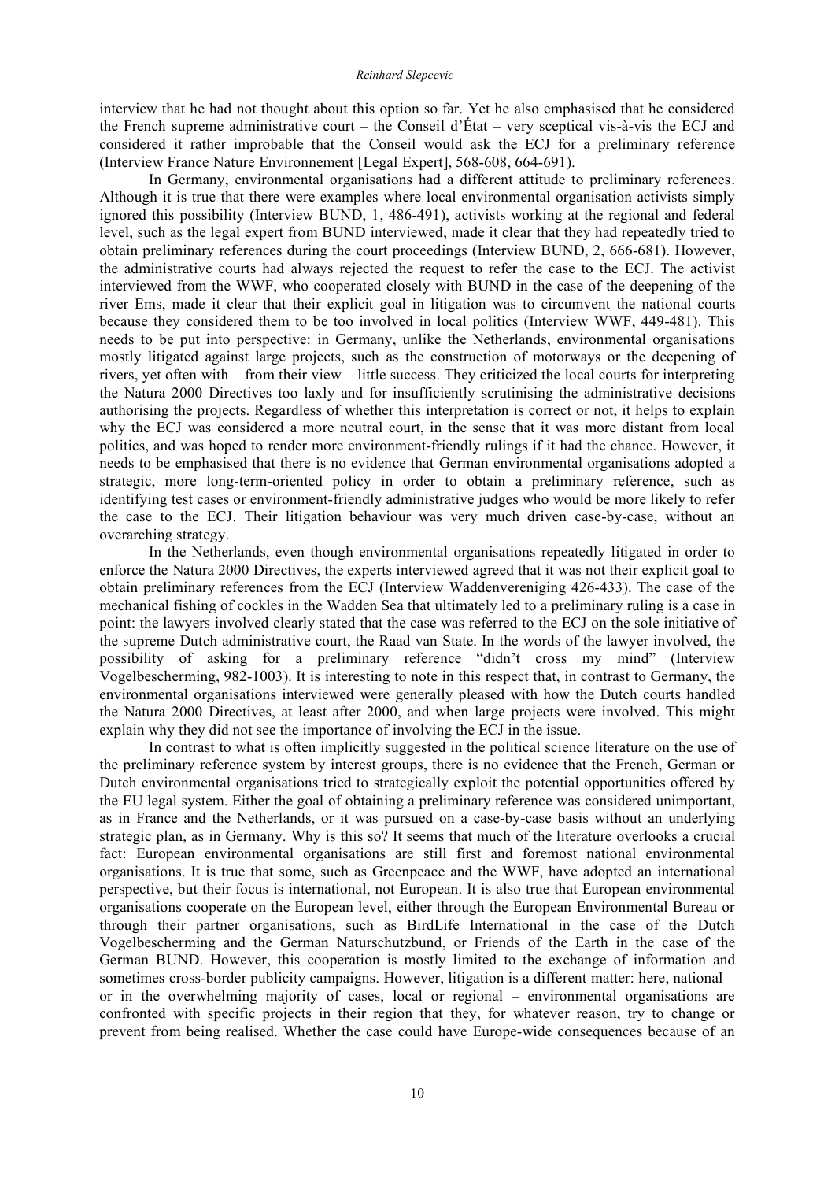interview that he had not thought about this option so far. Yet he also emphasised that he considered the French supreme administrative court – the Conseil d'État – very sceptical vis-à-vis the ECJ and considered it rather improbable that the Conseil would ask the ECJ for a preliminary reference (Interview France Nature Environnement [Legal Expert], 568-608, 664-691).

In Germany, environmental organisations had a different attitude to preliminary references. Although it is true that there were examples where local environmental organisation activists simply ignored this possibility (Interview BUND, 1, 486-491), activists working at the regional and federal level, such as the legal expert from BUND interviewed, made it clear that they had repeatedly tried to obtain preliminary references during the court proceedings (Interview BUND, 2, 666-681). However, the administrative courts had always rejected the request to refer the case to the ECJ. The activist interviewed from the WWF, who cooperated closely with BUND in the case of the deepening of the river Ems, made it clear that their explicit goal in litigation was to circumvent the national courts because they considered them to be too involved in local politics (Interview WWF, 449-481). This needs to be put into perspective: in Germany, unlike the Netherlands, environmental organisations mostly litigated against large projects, such as the construction of motorways or the deepening of rivers, yet often with – from their view – little success. They criticized the local courts for interpreting the Natura 2000 Directives too laxly and for insufficiently scrutinising the administrative decisions authorising the projects. Regardless of whether this interpretation is correct or not, it helps to explain why the ECJ was considered a more neutral court, in the sense that it was more distant from local politics, and was hoped to render more environment-friendly rulings if it had the chance. However, it needs to be emphasised that there is no evidence that German environmental organisations adopted a strategic, more long-term-oriented policy in order to obtain a preliminary reference, such as identifying test cases or environment-friendly administrative judges who would be more likely to refer the case to the ECJ. Their litigation behaviour was very much driven case-by-case, without an overarching strategy.

In the Netherlands, even though environmental organisations repeatedly litigated in order to enforce the Natura 2000 Directives, the experts interviewed agreed that it was not their explicit goal to obtain preliminary references from the ECJ (Interview Waddenvereniging 426-433). The case of the mechanical fishing of cockles in the Wadden Sea that ultimately led to a preliminary ruling is a case in point: the lawyers involved clearly stated that the case was referred to the ECJ on the sole initiative of the supreme Dutch administrative court, the Raad van State. In the words of the lawyer involved, the possibility of asking for a preliminary reference "didn't cross my mind" (Interview Vogelbescherming, 982-1003). It is interesting to note in this respect that, in contrast to Germany, the environmental organisations interviewed were generally pleased with how the Dutch courts handled the Natura 2000 Directives, at least after 2000, and when large projects were involved. This might explain why they did not see the importance of involving the ECJ in the issue.

In contrast to what is often implicitly suggested in the political science literature on the use of the preliminary reference system by interest groups, there is no evidence that the French, German or Dutch environmental organisations tried to strategically exploit the potential opportunities offered by the EU legal system. Either the goal of obtaining a preliminary reference was considered unimportant, as in France and the Netherlands, or it was pursued on a case-by-case basis without an underlying strategic plan, as in Germany. Why is this so? It seems that much of the literature overlooks a crucial fact: European environmental organisations are still first and foremost national environmental organisations. It is true that some, such as Greenpeace and the WWF, have adopted an international perspective, but their focus is international, not European. It is also true that European environmental organisations cooperate on the European level, either through the European Environmental Bureau or through their partner organisations, such as BirdLife International in the case of the Dutch Vogelbescherming and the German Naturschutzbund, or Friends of the Earth in the case of the German BUND. However, this cooperation is mostly limited to the exchange of information and sometimes cross-border publicity campaigns. However, litigation is a different matter: here, national – or in the overwhelming majority of cases, local or regional – environmental organisations are confronted with specific projects in their region that they, for whatever reason, try to change or prevent from being realised. Whether the case could have Europe-wide consequences because of an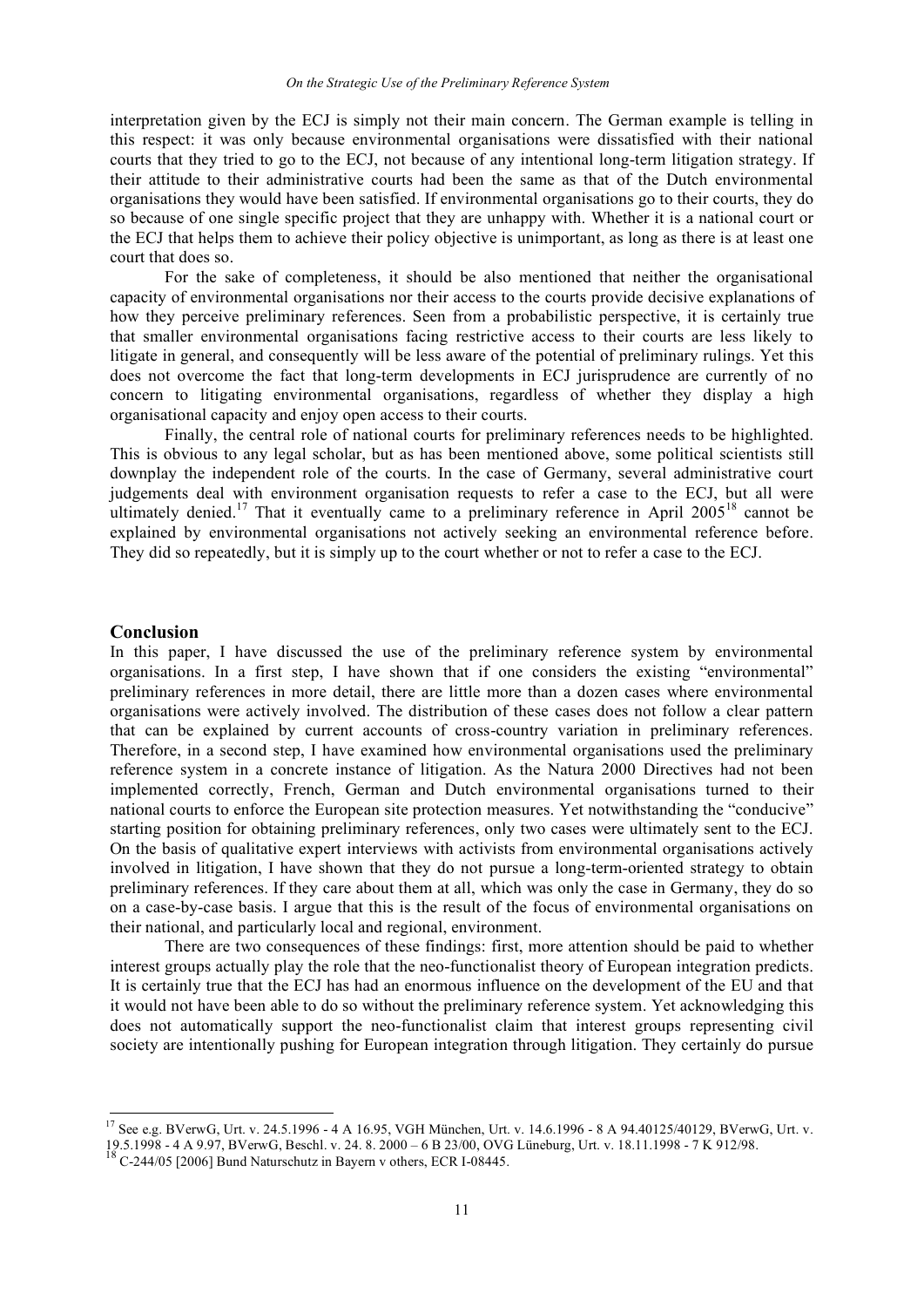interpretation given by the ECJ is simply not their main concern. The German example is telling in this respect: it was only because environmental organisations were dissatisfied with their national courts that they tried to go to the ECJ, not because of any intentional long-term litigation strategy. If their attitude to their administrative courts had been the same as that of the Dutch environmental organisations they would have been satisfied. If environmental organisations go to their courts, they do so because of one single specific project that they are unhappy with. Whether it is a national court or the ECJ that helps them to achieve their policy objective is unimportant, as long as there is at least one court that does so.

For the sake of completeness, it should be also mentioned that neither the organisational capacity of environmental organisations nor their access to the courts provide decisive explanations of how they perceive preliminary references. Seen from a probabilistic perspective, it is certainly true that smaller environmental organisations facing restrictive access to their courts are less likely to litigate in general, and consequently will be less aware of the potential of preliminary rulings. Yet this does not overcome the fact that long-term developments in ECJ jurisprudence are currently of no concern to litigating environmental organisations, regardless of whether they display a high organisational capacity and enjoy open access to their courts.

Finally, the central role of national courts for preliminary references needs to be highlighted. This is obvious to any legal scholar, but as has been mentioned above, some political scientists still downplay the independent role of the courts. In the case of Germany, several administrative court judgements deal with environment organisation requests to refer a case to the ECJ, but all were ultimately denied.[17] That it eventually came to a preliminary reference in April 2005[18] cannot be explained by environmental organisations not actively seeking an environmental reference before. They did so repeatedly, but it is simply up to the court whether or not to refer a case to the ECJ.

## Conclusion

In this paper, I have discussed the use of the preliminary reference system by environmental organisations. In a first step, I have shown that if one considers the existing "environmental" preliminary references in more detail, there are little more than a dozen cases where environmental organisations were actively involved. The distribution of these cases does not follow a clear pattern that can be explained by current accounts of cross-country variation in preliminary references. Therefore, in a second step, I have examined how environmental organisations used the preliminary reference system in a concrete instance of litigation. As the Natura 2000 Directives had not been implemented correctly, French, German and Dutch environmental organisations turned to their national courts to enforce the European site protection measures. Yet notwithstanding the "conducive" starting position for obtaining preliminary references, only two cases were ultimately sent to the ECJ. On the basis of qualitative expert interviews with activists from environmental organisations actively involved in litigation, I have shown that they do not pursue a long-term-oriented strategy to obtain preliminary references. If they care about them at all, which was only the case in Germany, they do so on a case-by-case basis. I argue that this is the result of the focus of environmental organisations on their national, and particularly local and regional, environment.

There are two consequences of these findings: first, more attention should be paid to whether interest groups actually play the role that the neo-functionalist theory of European integration predicts. It is certainly true that the ECJ has had an enormous influence on the development of the EU and that it would not have been able to do so without the preliminary reference system. Yet acknowledging this does not automatically support the neo-functionalist claim that interest groups representing civil society are intentionally pushing for European integration through litigation. They certainly do pursue

---

[17] See e.g. BVerwG, Urt. v. 24.5.1996 - 4 A 16.95, VGH München, Urt. v. 14.6.1996 - 8 A 94.40125/40129, BVerwG, Urt. v. 19.5.1998 - 4 A 9.97, BVerwG, Beschl. v. 24. 8. 2000 – 6 B 23/00, OVG Lüneburg, Urt. v. 18.11.1998 - 7 K 912/98.

[18] C-244/05 [2006] Bund Naturschutz in Bayern v others, ECR I-08445.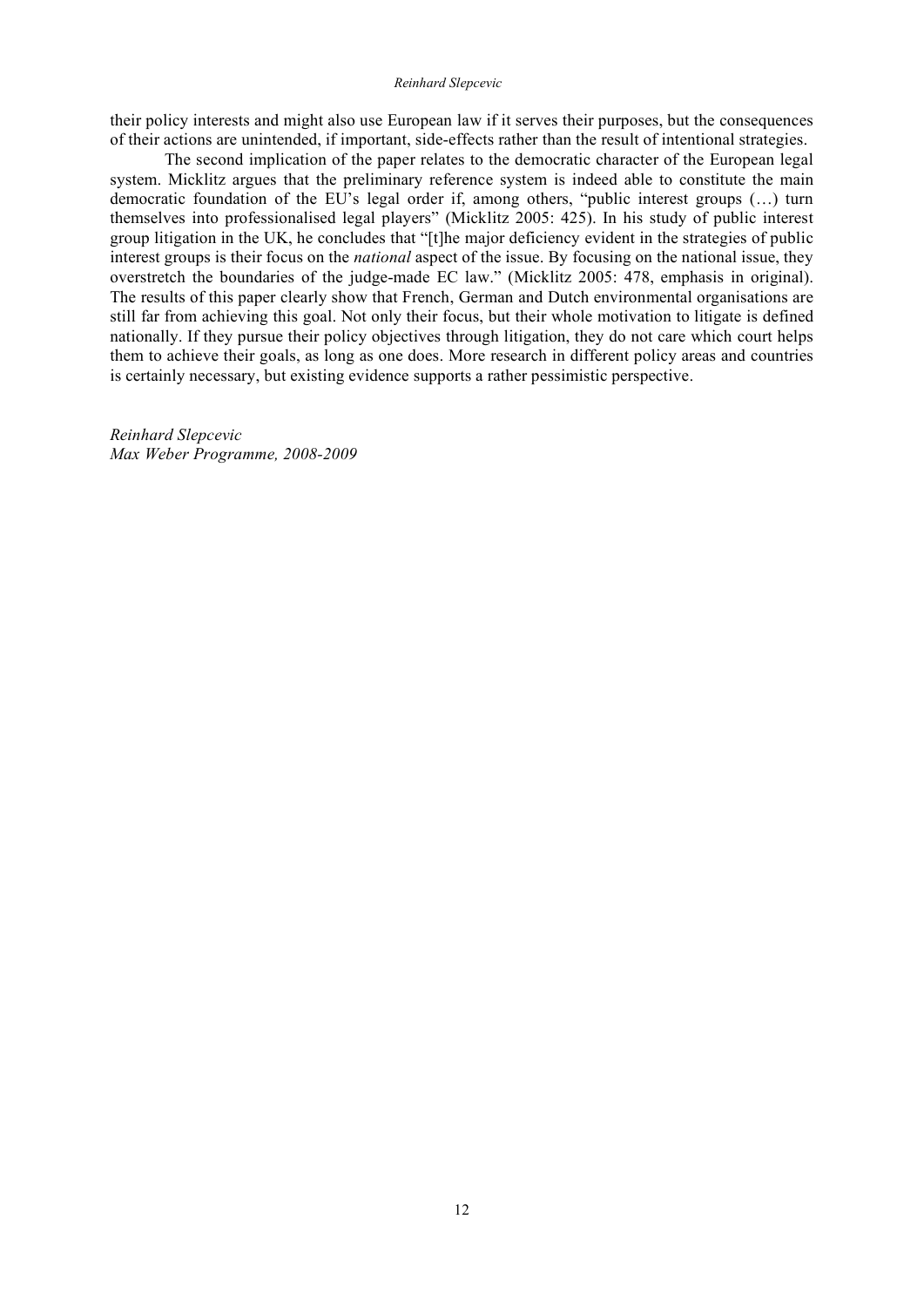their policy interests and might also use European law if it serves their purposes, but the consequences of their actions are unintended, if important, side-effects rather than the result of intentional strategies.

The second implication of the paper relates to the democratic character of the European legal system. Micklitz argues that the preliminary reference system is indeed able to constitute the main democratic foundation of the EU's legal order if, among others, "public interest groups (…) turn themselves into professionalised legal players" (Micklitz 2005: 425). In his study of public interest group litigation in the UK, he concludes that "[t]he major deficiency evident in the strategies of public interest groups is their focus on the *national* aspect of the issue. By focusing on the national issue, they overstretch the boundaries of the judge-made EC law." (Micklitz 2005: 478, emphasis in original). The results of this paper clearly show that French, German and Dutch environmental organisations are still far from achieving this goal. Not only their focus, but their whole motivation to litigate is defined nationally. If they pursue their policy objectives through litigation, they do not care which court helps them to achieve their goals, as long as one does. More research in different policy areas and countries is certainly necessary, but existing evidence supports a rather pessimistic perspective.

*Reinhard Slepcevic*
*Max Weber Programme, 2008-2009*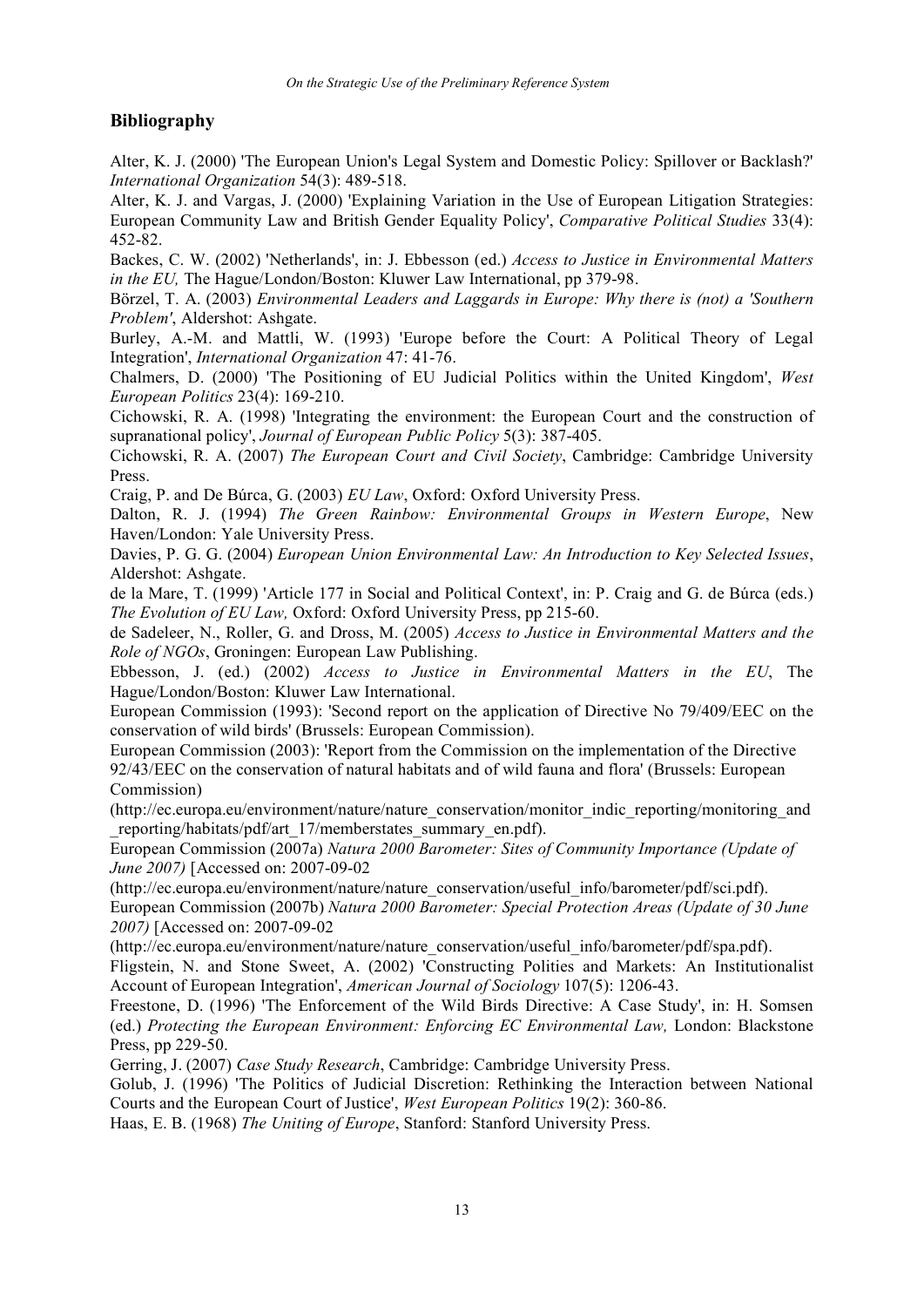## Bibliography

Alter, K. J. (2000) 'The European Union's Legal System and Domestic Policy: Spillover or Backlash?' *International Organization* 54(3): 489-518.

Alter, K. J. and Vargas, J. (2000) 'Explaining Variation in the Use of European Litigation Strategies: European Community Law and British Gender Equality Policy', *Comparative Political Studies* 33(4): 452-82.

Backes, C. W. (2002) 'Netherlands', in: J. Ebbesson (ed.) *Access to Justice in Environmental Matters in the EU,* The Hague/London/Boston: Kluwer Law International, pp 379-98.

Börzel, T. A. (2003) *Environmental Leaders and Laggards in Europe: Why there is (not) a 'Southern Problem'*, Aldershot: Ashgate.

Burley, A.-M. and Mattli, W. (1993) 'Europe before the Court: A Political Theory of Legal Integration', *International Organization* 47: 41-76.

Chalmers, D. (2000) 'The Positioning of EU Judicial Politics within the United Kingdom', *West European Politics* 23(4): 169-210.

Cichowski, R. A. (1998) 'Integrating the environment: the European Court and the construction of supranational policy', *Journal of European Public Policy* 5(3): 387-405.

Cichowski, R. A. (2007) *The European Court and Civil Society*, Cambridge: Cambridge University Press.

Craig, P. and De Búrca, G. (2003) *EU Law*, Oxford: Oxford University Press.

Dalton, R. J. (1994) *The Green Rainbow: Environmental Groups in Western Europe*, New Haven/London: Yale University Press.

Davies, P. G. G. (2004) *European Union Environmental Law: An Introduction to Key Selected Issues*, Aldershot: Ashgate.

de la Mare, T. (1999) 'Article 177 in Social and Political Context', in: P. Craig and G. de Búrca (eds.) *The Evolution of EU Law,* Oxford: Oxford University Press, pp 215-60.

de Sadeleer, N., Roller, G. and Dross, M. (2005) *Access to Justice in Environmental Matters and the Role of NGOs*, Groningen: European Law Publishing.

Ebbesson, J. (ed.) (2002) *Access to Justice in Environmental Matters in the EU*, The Hague/London/Boston: Kluwer Law International.

European Commission (1993): 'Second report on the application of Directive No 79/409/EEC on the conservation of wild birds' (Brussels: European Commission).

European Commission (2003): 'Report from the Commission on the implementation of the Directive 92/43/EEC on the conservation of natural habitats and of wild fauna and flora' (Brussels: European Commission)
(http://ec.europa.eu/environment/nature/nature_conservation/monitor_indic_reporting/monitoring_and_reporting/habitats/pdf/art_17/memberstates_summary_en.pdf).

European Commission (2007a) *Natura 2000 Barometer: Sites of Community Importance (Update of June 2007)* [Accessed on: 2007-09-02
(http://ec.europa.eu/environment/nature/nature_conservation/useful_info/barometer/pdf/sci.pdf).

European Commission (2007b) *Natura 2000 Barometer: Special Protection Areas (Update of 30 June 2007)* [Accessed on: 2007-09-02
(http://ec.europa.eu/environment/nature/nature_conservation/useful_info/barometer/pdf/spa.pdf).

Fligstein, N. and Stone Sweet, A. (2002) 'Constructing Polities and Markets: An Institutionalist Account of European Integration', *American Journal of Sociology* 107(5): 1206-43.

Freestone, D. (1996) 'The Enforcement of the Wild Birds Directive: A Case Study', in: H. Somsen (ed.) *Protecting the European Environment: Enforcing EC Environmental Law,* London: Blackstone Press, pp 229-50.

Gerring, J. (2007) *Case Study Research*, Cambridge: Cambridge University Press.

Golub, J. (1996) 'The Politics of Judicial Discretion: Rethinking the Interaction between National Courts and the European Court of Justice', *West European Politics* 19(2): 360-86.

Haas, E. B. (1968) *The Uniting of Europe*, Stanford: Stanford University Press.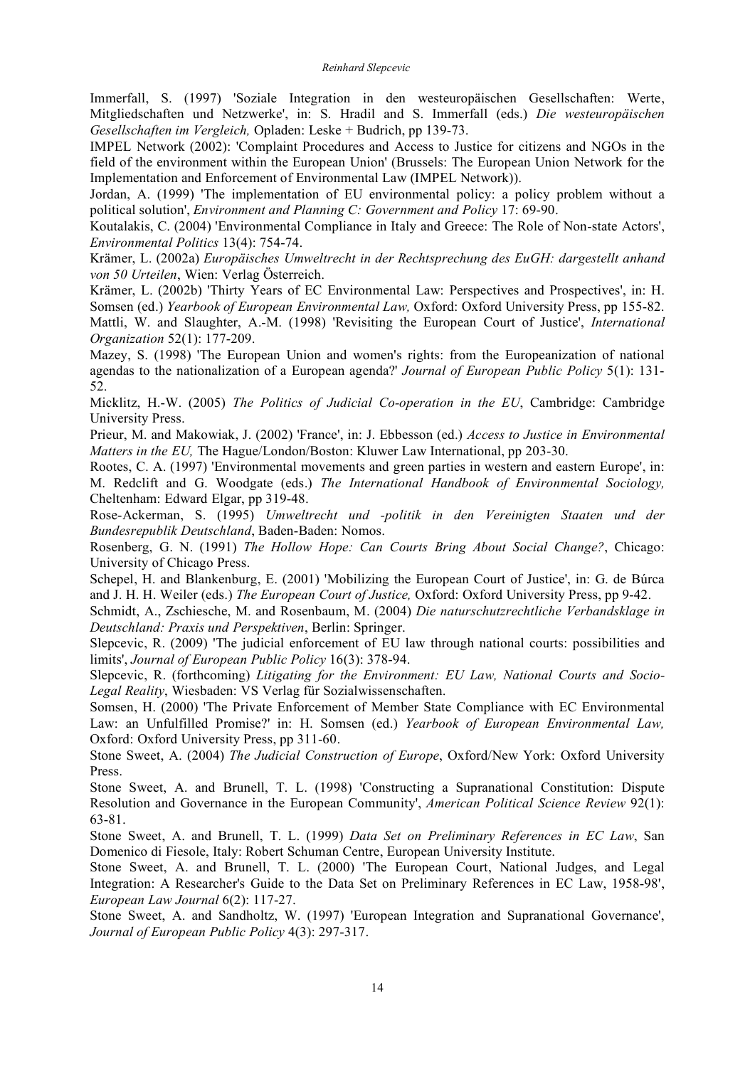Immerfall, S. (1997) 'Soziale Integration in den westeuropäischen Gesellschaften: Werte, Mitgliedschaften und Netzwerke', in: S. Hradil and S. Immerfall (eds.) *Die westeuropäischen Gesellschaften im Vergleich,* Opladen: Leske + Budrich, pp 139-73.

IMPEL Network (2002): 'Complaint Procedures and Access to Justice for citizens and NGOs in the field of the environment within the European Union' (Brussels: The European Union Network for the Implementation and Enforcement of Environmental Law (IMPEL Network)).

Jordan, A. (1999) 'The implementation of EU environmental policy: a policy problem without a political solution', *Environment and Planning C: Government and Policy* 17: 69-90.

Koutalakis, C. (2004) 'Environmental Compliance in Italy and Greece: The Role of Non-state Actors', *Environmental Politics* 13(4): 754-74.

Krämer, L. (2002a) *Europäisches Umweltrecht in der Rechtsprechung des EuGH: dargestellt anhand von 50 Urteilen*, Wien: Verlag Österreich.

Krämer, L. (2002b) 'Thirty Years of EC Environmental Law: Perspectives and Prospectives', in: H. Somsen (ed.) *Yearbook of European Environmental Law,* Oxford: Oxford University Press, pp 155-82.

Mattli, W. and Slaughter, A.-M. (1998) 'Revisiting the European Court of Justice', *International Organization* 52(1): 177-209.

Mazey, S. (1998) 'The European Union and women's rights: from the Europeanization of national agendas to the nationalization of a European agenda?' *Journal of European Public Policy* 5(1): 131-52.

Micklitz, H.-W. (2005) *The Politics of Judicial Co-operation in the EU*, Cambridge: Cambridge University Press.

Prieur, M. and Makowiak, J. (2002) 'France', in: J. Ebbesson (ed.) *Access to Justice in Environmental Matters in the EU,* The Hague/London/Boston: Kluwer Law International, pp 203-30.

Rootes, C. A. (1997) 'Environmental movements and green parties in western and eastern Europe', in: M. Redclift and G. Woodgate (eds.) *The International Handbook of Environmental Sociology,* Cheltenham: Edward Elgar, pp 319-48.

Rose-Ackerman, S. (1995) *Umweltrecht und -politik in den Vereinigten Staaten und der Bundesrepublik Deutschland*, Baden-Baden: Nomos.

Rosenberg, G. N. (1991) *The Hollow Hope: Can Courts Bring About Social Change?*, Chicago: University of Chicago Press.

Schepel, H. and Blankenburg, E. (2001) 'Mobilizing the European Court of Justice', in: G. de Búrca and J. H. H. Weiler (eds.) *The European Court of Justice,* Oxford: Oxford University Press, pp 9-42.

Schmidt, A., Zschiesche, M. and Rosenbaum, M. (2004) *Die naturschutzrechtliche Verbandsklage in Deutschland: Praxis und Perspektiven*, Berlin: Springer.

Slepcevic, R. (2009) 'The judicial enforcement of EU law through national courts: possibilities and limits', *Journal of European Public Policy* 16(3): 378-94.

Slepcevic, R. (forthcoming) *Litigating for the Environment: EU Law, National Courts and Socio-Legal Reality*, Wiesbaden: VS Verlag für Sozialwissenschaften.

Somsen, H. (2000) 'The Private Enforcement of Member State Compliance with EC Environmental Law: an Unfulfilled Promise?' in: H. Somsen (ed.) *Yearbook of European Environmental Law,* Oxford: Oxford University Press, pp 311-60.

Stone Sweet, A. (2004) *The Judicial Construction of Europe*, Oxford/New York: Oxford University Press.

Stone Sweet, A. and Brunell, T. L. (1998) 'Constructing a Supranational Constitution: Dispute Resolution and Governance in the European Community', *American Political Science Review* 92(1): 63-81.

Stone Sweet, A. and Brunell, T. L. (1999) *Data Set on Preliminary References in EC Law*, San Domenico di Fiesole, Italy: Robert Schuman Centre, European University Institute.

Stone Sweet, A. and Brunell, T. L. (2000) 'The European Court, National Judges, and Legal Integration: A Researcher's Guide to the Data Set on Preliminary References in EC Law, 1958-98', *European Law Journal* 6(2): 117-27.

Stone Sweet, A. and Sandholtz, W. (1997) 'European Integration and Supranational Governance', *Journal of European Public Policy* 4(3): 297-317.